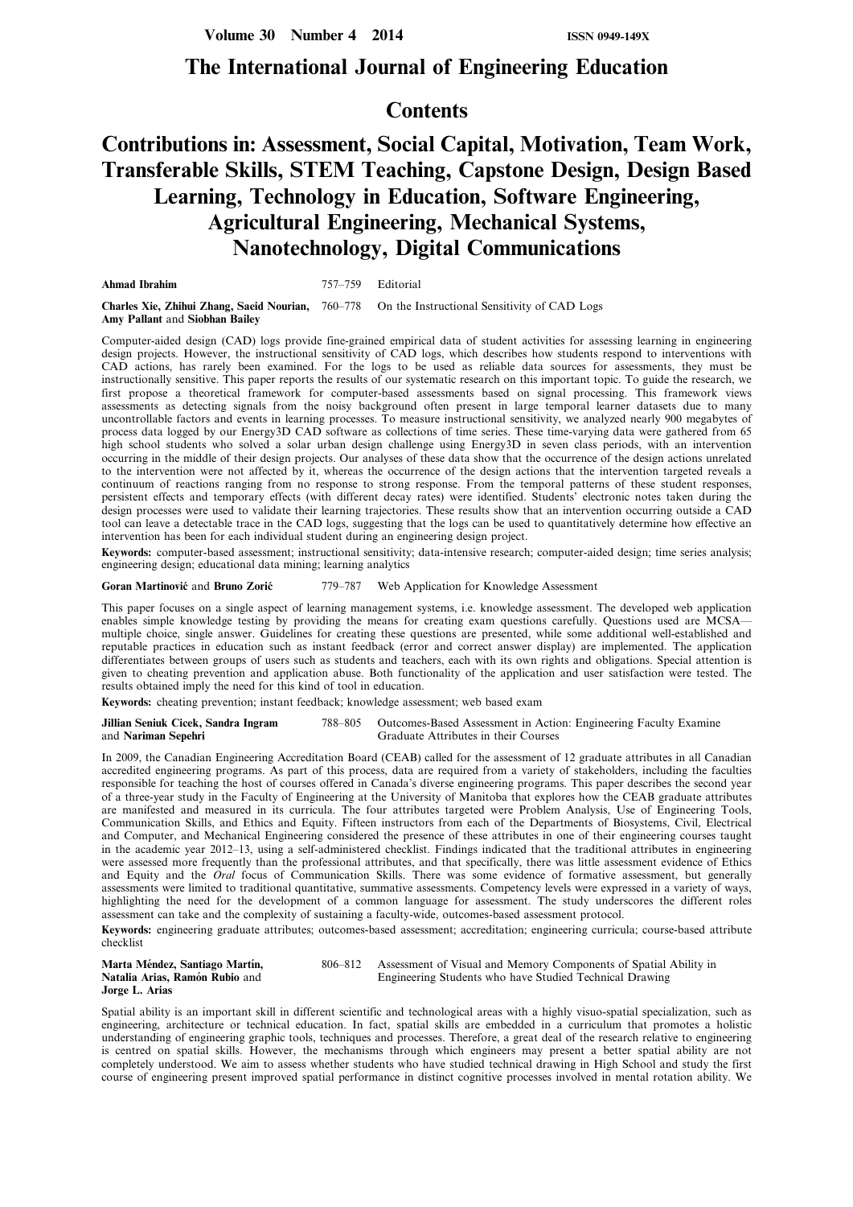# The International Journal of Engineering Education

## Contents

## Contributions in: Assessment, Social Capital, Motivation, Team Work, Transferable Skills, STEM Teaching, Capstone Design, Design Based Learning, Technology in Education, Software Engineering, Agricultural Engineering, Mechanical Systems, Nanotechnology, Digital Communications

**Ahmad Ibrahim** 757–759 Editorial

**Charles Xie, Zhihui Zhang, Saeid Nourian, Amy Pallant** and **Siobhan Bailey** 760–778 On the Instructional Sensitivity of CAD Logs

Computer-aided design (CAD) logs provide fine-grained empirical data of student activities for assessing learning in engineering design projects. However, the instructional sensitivity of CAD logs, which describes how students respond to interventions with CAD actions, has rarely been examined. For the logs to be used as reliable data sources for assessments, they must be instructionally sensitive. This paper reports the results of our systematic research on this important topic. To guide the research, we first propose a theoretical framework for computer-based assessments based on signal processing. This framework views assessments as detecting signals from the noisy background often present in large temporal learner datasets due to many uncontrollable factors and events in learning processes. To measure instructional sensitivity, we analyzed nearly 900 megabytes of process data logged by our Energy3D CAD software as collections of time series. These time-varying data were gathered from 65 high school students who solved a solar urban design challenge using Energy3D in seven class periods, with an intervention occurring in the middle of their design projects. Our analyses of these data show that the occurrence of the design actions unrelated to the intervention were not affected by it, whereas the occurrence of the design actions that the intervention targeted reveals a continuum of reactions ranging from no response to strong response. From the temporal patterns of these student responses, persistent effects and temporary effects (with different decay rates) were identified. Students' electronic notes taken during the design processes were used to validate their learning trajectories. These results show that an intervention occurring outside a CAD tool can leave a detectable trace in the CAD logs, suggesting that the logs can be used to quantitatively determine how effective an intervention has been for each individual student during an engineering design project.

**Keywords:** computer-based assessment; instructional sensitivity; data-intensive research; computer-aided design; time series analysis; engineering design; educational data mining; learning analytics

**Goran Martinović** and **Bruno Zorić** 779–787 Web Application for Knowledge Assessment

This paper focuses on a single aspect of learning management systems, i.e. knowledge assessment. The developed web application enables simple knowledge testing by providing the means for creating exam questions carefully. Questions used are MCSA—multiple choice, single answer. Guidelines for creating these questions are presented, while some additional well-established and reputable practices in education such as instant feedback (error and correct answer display) are implemented. The application differentiates between groups of users such as students and teachers, each with its own rights and obligations. Special attention is given to cheating prevention and application abuse. Both functionality of the application and user satisfaction were tested. The results obtained imply the need for this kind of tool in education.

**Keywords:** cheating prevention; instant feedback; knowledge assessment; web based exam

**Jillian Seniuk Cicek, Sandra Ingram** and **Nariman Sepehri** 788–805 Outcomes-Based Assessment in Action: Engineering Faculty Examine Graduate Attributes in their Courses

In 2009, the Canadian Engineering Accreditation Board (CEAB) called for the assessment of 12 graduate attributes in all Canadian accredited engineering programs. As part of this process, data are required from a variety of stakeholders, including the faculties responsible for teaching the host of courses offered in Canada's diverse engineering programs. This paper describes the second year of a three-year study in the Faculty of Engineering at the University of Manitoba that explores how the CEAB graduate attributes are manifested and measured in its curricula. The four attributes targeted were Problem Analysis, Use of Engineering Tools, Communication Skills, and Ethics and Equity. Fifteen instructors from each of the Departments of Biosystems, Civil, Electrical and Computer, and Mechanical Engineering considered the presence of these attributes in one of their engineering courses taught in the academic year 2012–13, using a self-administered checklist. Findings indicated that the traditional attributes in engineering were assessed more frequently than the professional attributes, and that specifically, there was little assessment evidence of Ethics and Equity and the *Oral* focus of Communication Skills. There was some evidence of formative assessment, but generally assessments were limited to traditional quantitative, summative assessments. Competency levels were expressed in a variety of ways, highlighting the need for the development of a common language for assessment. The study underscores the different roles assessment can take and the complexity of sustaining a faculty-wide, outcomes-based assessment protocol.

**Keywords:** engineering graduate attributes; outcomes-based assessment; accreditation; engineering curricula; course-based attribute checklist

**Marta Méndez, Santiago Martín, Natalia Arias, Ramón Rubio** and **Jorge L. Arias** 806–812 Assessment of Visual and Memory Components of Spatial Ability in Engineering Students who have Studied Technical Drawing

Spatial ability is an important skill in different scientific and technological areas with a highly visuo-spatial specialization, such as engineering, architecture or technical education. In fact, spatial skills are embedded in a curriculum that promotes a holistic understanding of engineering graphic tools, techniques and processes. Therefore, a great deal of the research relative to engineering is centred on spatial skills. However, the mechanisms through which engineers may present a better spatial ability are not completely understood. We aim to assess whether students who have studied technical drawing in High School and study the first course of engineering present improved spatial performance in distinct cognitive processes involved in mental rotation ability. We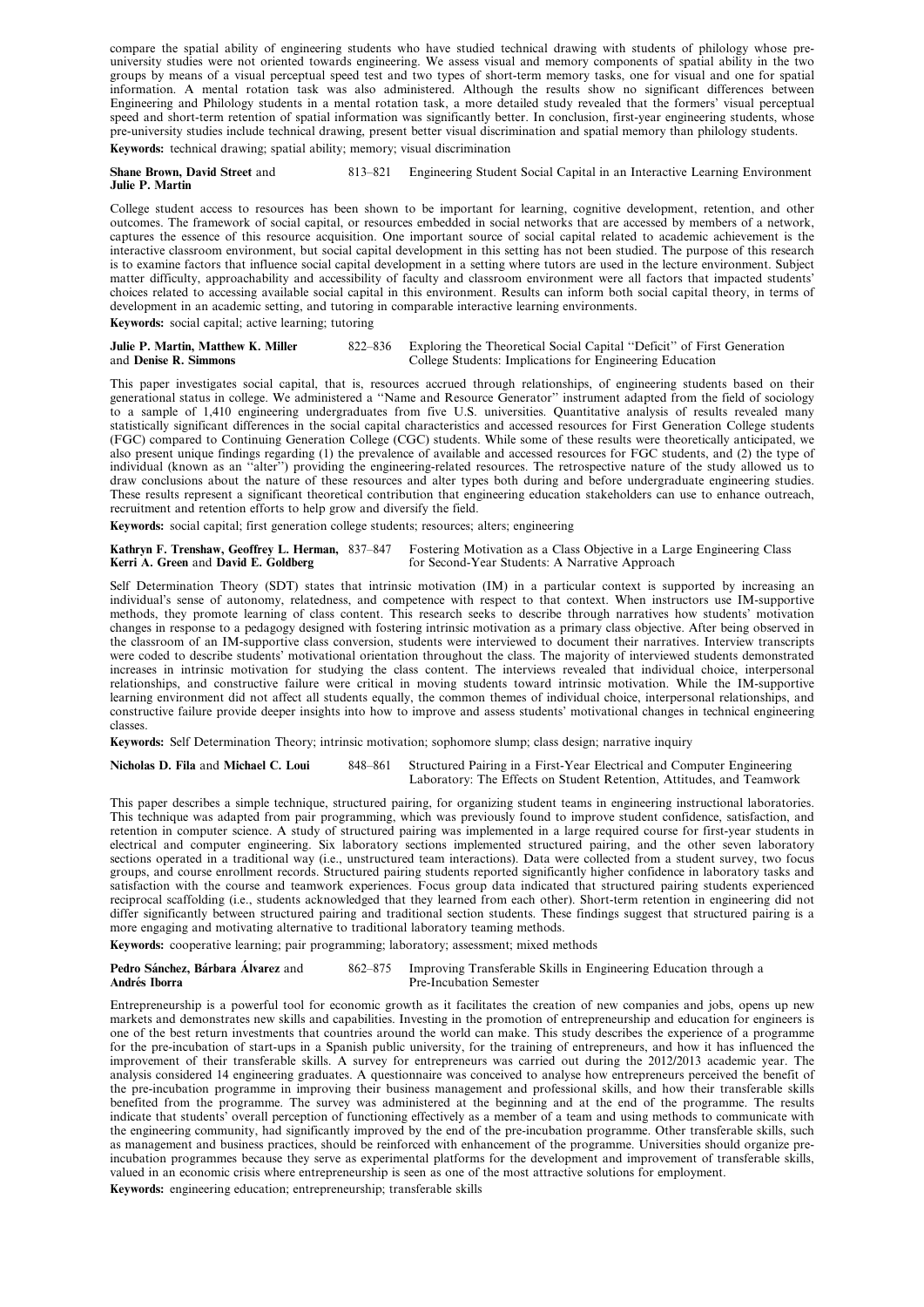compare the spatial ability of engineering students who have studied technical drawing with students of philology whose pre-university studies were not oriented towards engineering. We assess visual and memory components of spatial ability in the two groups by means of a visual perceptual speed test and two types of short-term memory tasks, one for visual and one for spatial information. A mental rotation task was also administered. Although the results show no significant differences between Engineering and Philology students in a mental rotation task, a more detailed study revealed that the formers' visual perceptual speed and short-term retention of spatial information was significantly better. In conclusion, first-year engineering students, whose pre-university studies include technical drawing, present better visual discrimination and spatial memory than philology students.

**Keywords:** technical drawing; spatial ability; memory; visual discrimination

**Shane Brown, David Street** and **Julie P. Martin** 813–821 Engineering Student Social Capital in an Interactive Learning Environment

College student access to resources has been shown to be important for learning, cognitive development, retention, and other outcomes. The framework of social capital, or resources embedded in social networks that are accessed by members of a network, captures the essence of this resource acquisition. One important source of social capital related to academic achievement is the interactive classroom environment, but social capital development in this setting has not been studied. The purpose of this research is to examine factors that influence social capital development in a setting where tutors are used in the lecture environment. Subject matter difficulty, approachability and accessibility of faculty and classroom environment were all factors that impacted students' choices related to accessing available social capital in this environment. Results can inform both social capital theory, in terms of development in an academic setting, and tutoring in comparable interactive learning environments.

**Keywords:** social capital; active learning; tutoring

**Julie P. Martin, Matthew K. Miller** and **Denise R. Simmons** 822–836 Exploring the Theoretical Social Capital "Deficit" of First Generation College Students: Implications for Engineering Education

This paper investigates social capital, that is, resources accrued through relationships, of engineering students based on their generational status in college. We administered a "Name and Resource Generator" instrument adapted from the field of sociology to a sample of 1,410 engineering undergraduates from five U.S. universities. Quantitative analysis of results revealed many statistically significant differences in the social capital characteristics and accessed resources for First Generation College students (FGC) compared to Continuing Generation College (CGC) students. While some of these results were theoretically anticipated, we also present unique findings regarding (1) the prevalence of available and accessed resources for FGC students, and (2) the type of individual (known as an "alter") providing the engineering-related resources. The retrospective nature of the study allowed us to draw conclusions about the nature of these resources and alter types both during and before undergraduate engineering studies. These results represent a significant theoretical contribution that engineering education stakeholders can use to enhance outreach, recruitment and retention efforts to help grow and diversify the field.

**Keywords:** social capital; first generation college students; resources; alters; engineering

**Kathryn F. Trenshaw, Geoffrey L. Herman, Kerri A. Green** and **David E. Goldberg** 837–847 Fostering Motivation as a Class Objective in a Large Engineering Class for Second-Year Students: A Narrative Approach

Self Determination Theory (SDT) states that intrinsic motivation (IM) in a particular context is supported by increasing an individual's sense of autonomy, relatedness, and competence with respect to that context. When instructors use IM-supportive methods, they promote learning of class content. This research seeks to describe through narratives how students' motivation changes in response to a pedagogy designed with fostering intrinsic motivation as a primary class objective. After being observed in the classroom of an IM-supportive class conversion, students were interviewed to document their narratives. Interview transcripts were coded to describe students' motivational orientation throughout the class. The majority of interviewed students demonstrated increases in intrinsic motivation for studying the class content. The interviews revealed that individual choice, interpersonal relationships, and constructive failure were critical in moving students toward intrinsic motivation. While the IM-supportive learning environment did not affect all students equally, the common themes of individual choice, interpersonal relationships, and constructive failure provide deeper insights into how to improve and assess students' motivational changes in technical engineering classes.

**Keywords:** Self Determination Theory; intrinsic motivation; sophomore slump; class design; narrative inquiry

**Nicholas D. Fila** and **Michael C. Loui** 848–861 Structured Pairing in a First-Year Electrical and Computer Engineering Laboratory: The Effects on Student Retention, Attitudes, and Teamwork

This paper describes a simple technique, structured pairing, for organizing student teams in engineering instructional laboratories. This technique was adapted from pair programming, which was previously found to improve student confidence, satisfaction, and retention in computer science. A study of structured pairing was implemented in a large required course for first-year students in electrical and computer engineering. Six laboratory sections implemented structured pairing, and the other seven laboratory sections operated in a traditional way (i.e., unstructured team interactions). Data were collected from a student survey, two focus groups, and course enrollment records. Structured pairing students reported significantly higher confidence in laboratory tasks and satisfaction with the course and teamwork experiences. Focus group data indicated that structured pairing students experienced reciprocal scaffolding (i.e., students acknowledged that they learned from each other). Short-term retention in engineering did not differ significantly between structured pairing and traditional section students. These findings suggest that structured pairing is a more engaging and motivating alternative to traditional laboratory teaming methods.

**Keywords:** cooperative learning; pair programming; laboratory; assessment; mixed methods

**Pedro Sánchez, Bárbara Álvarez** and **Andrés Iborra** 862–875 Improving Transferable Skills in Engineering Education through a Pre-Incubation Semester

Entrepreneurship is a powerful tool for economic growth as it facilitates the creation of new companies and jobs, opens up new markets and demonstrates new skills and capabilities. Investing in the promotion of entrepreneurship and education for engineers is one of the best return investments that countries around the world can make. This study describes the experience of a programme for the pre-incubation of start-ups in a Spanish public university, for the training of entrepreneurs, and how it has influenced the improvement of their transferable skills. A survey for entrepreneurs was carried out during the 2012/2013 academic year. The analysis considered 14 engineering graduates. A questionnaire was conceived to analyse how entrepreneurs perceived the benefit of the pre-incubation programme in improving their business management and professional skills, and how their transferable skills benefited from the programme. The survey was administered at the beginning and at the end of the programme. The results indicate that students' overall perception of functioning effectively as a member of a team and using methods to communicate with the engineering community, had significantly improved by the end of the pre-incubation programme. Other transferable skills, such as management and business practices, should be reinforced with enhancement of the programme. Universities should organize pre-incubation programmes because they serve as experimental platforms for the development and improvement of transferable skills, valued in an economic crisis where entrepreneurship is seen as one of the most attractive solutions for employment.

**Keywords:** engineering education; entrepreneurship; transferable skills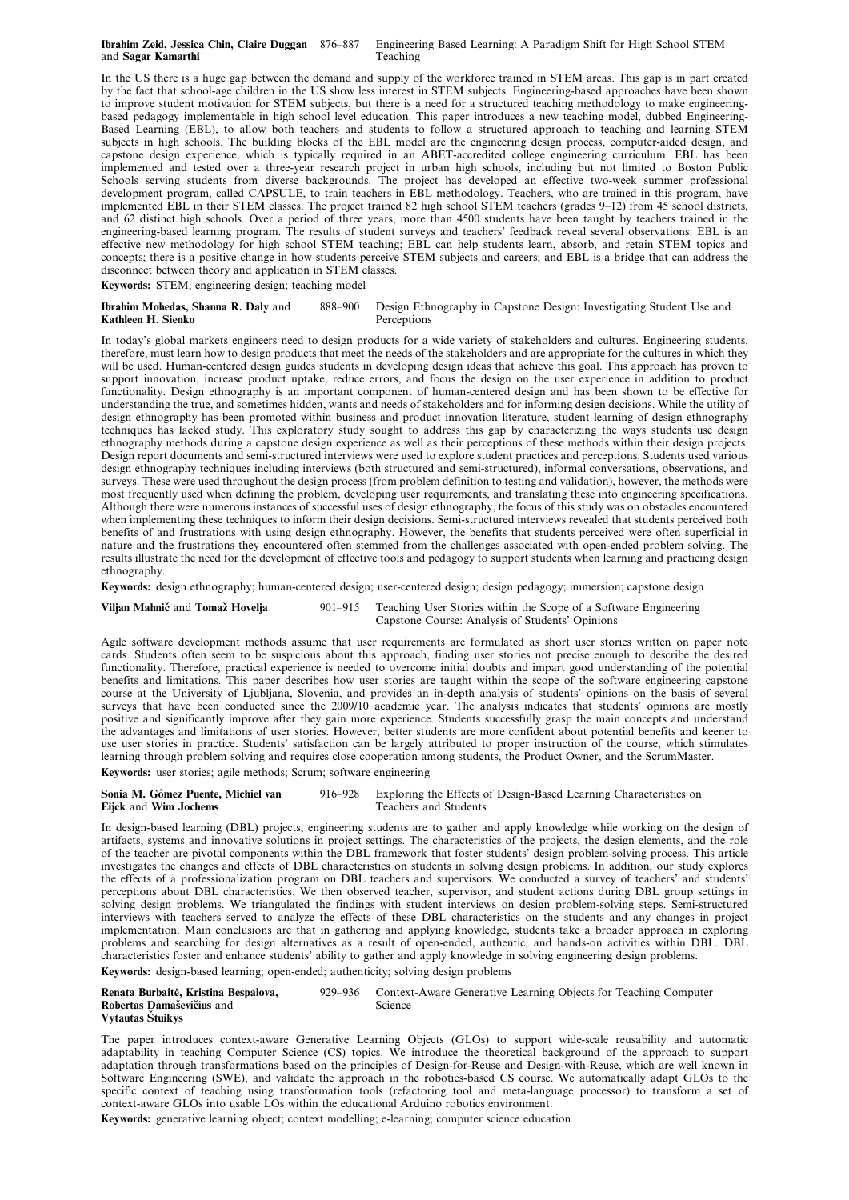**Ibrahim Zeid, Jessica Chin, Claire Duggan and Sagar Kamarthi** 876–887 Engineering Based Learning: A Paradigm Shift for High School STEM Teaching

In the US there is a huge gap between the demand and supply of the workforce trained in STEM areas. This gap is in part created by the fact that school-age children in the US show less interest in STEM subjects. Engineering-based approaches have been shown to improve student motivation for STEM subjects, but there is a need for a structured teaching methodology to make engineering-based pedagogy implementable in high school level education. This paper introduces a new teaching model, dubbed Engineering-Based Learning (EBL), to allow both teachers and students to follow a structured approach to teaching and learning STEM subjects in high schools. The building blocks of the EBL model are the engineering design process, computer-aided design, and capstone design experience, which is typically required in an ABET-accredited college engineering curriculum. EBL has been implemented and tested over a three-year research project in urban high schools, including but not limited to Boston Public Schools serving students from diverse backgrounds. The project has developed an effective two-week summer professional development program, called CAPSULE, to train teachers in EBL methodology. Teachers, who are trained in this program, have implemented EBL in their STEM classes. The project trained 82 high school STEM teachers (grades 9–12) from 45 school districts, and 62 distinct high schools. Over a period of three years, more than 4500 students have been taught by teachers trained in the engineering-based learning program. The results of student surveys and teachers' feedback reveal several observations: EBL is an effective new methodology for high school STEM teaching; EBL can help students learn, absorb, and retain STEM topics and concepts; there is a positive change in how students perceive STEM subjects and careers; and EBL is a bridge that can address the disconnect between theory and application in STEM classes.

**Keywords:** STEM; engineering design; teaching model

**Ibrahim Mohedas, Shanna R. Daly and Kathleen H. Sienko** 888–900 Design Ethnography in Capstone Design: Investigating Student Use and Perceptions

In today's global markets engineers need to design products for a wide variety of stakeholders and cultures. Engineering students, therefore, must learn how to design products that meet the needs of the stakeholders and are appropriate for the cultures in which they will be used. Human-centered design guides students in developing design ideas that achieve this goal. This approach has proven to support innovation, increase product uptake, reduce errors, and focus the design on the user experience in addition to product functionality. Design ethnography is an important component of human-centered design and has been shown to be effective for understanding the true, and sometimes hidden, wants and needs of stakeholders and for informing design decisions. While the utility of design ethnography has been promoted within business and product innovation literature, student learning of design ethnography techniques has lacked study. This exploratory study sought to address this gap by characterizing the ways students use design ethnography methods during a capstone design experience as well as their perceptions of these methods within their design projects. Design report documents and semi-structured interviews were used to explore student practices and perceptions. Students used various design ethnography techniques including interviews (both structured and semi-structured), informal conversations, observations, and surveys. These were used throughout the design process (from problem definition to testing and validation), however, the methods were most frequently used when defining the problem, developing user requirements, and translating these into engineering specifications. Although there were numerous instances of successful uses of design ethnography, the focus of this study was on obstacles encountered when implementing these techniques to inform their design decisions. Semi-structured interviews revealed that students perceived both benefits of and frustrations with using design ethnography. However, the benefits that students perceived were often superficial in nature and the frustrations they encountered often stemmed from the challenges associated with open-ended problem solving. The results illustrate the need for the development of effective tools and pedagogy to support students when learning and practicing design ethnography.

**Keywords:** design ethnography; human-centered design; user-centered design; design pedagogy; immersion; capstone design

**Viljan Mahnič and Tomaž Hovelja** 901–915 Teaching User Stories within the Scope of a Software Engineering Capstone Course: Analysis of Students' Opinions

Agile software development methods assume that user requirements are formulated as short user stories written on paper note cards. Students often seem to be suspicious about this approach, finding user stories not precise enough to describe the desired functionality. Therefore, practical experience is needed to overcome initial doubts and impart good understanding of the potential benefits and limitations. This paper describes how user stories are taught within the scope of the software engineering capstone course at the University of Ljubljana, Slovenia, and provides an in-depth analysis of students' opinions on the basis of several surveys that have been conducted since the 2009/10 academic year. The analysis indicates that students' opinions are mostly positive and significantly improve after they gain more experience. Students successfully grasp the main concepts and understand the advantages and limitations of user stories. However, better students are more confident about potential benefits and keener to use user stories in practice. Students' satisfaction can be largely attributed to proper instruction of the course, which stimulates learning through problem solving and requires close cooperation among students, the Product Owner, and the ScrumMaster.

**Keywords:** user stories; agile methods; Scrum; software engineering

**Sonia M. Gómez Puente, Michiel van Eijck and Wim Jochems** 916–928 Exploring the Effects of Design-Based Learning Characteristics on Teachers and Students

In design-based learning (DBL) projects, engineering students are to gather and apply knowledge while working on the design of artifacts, systems and innovative solutions in project settings. The characteristics of the projects, the design elements, and the role of the teacher are pivotal components within the DBL framework that foster students' design problem-solving process. This article investigates the changes and effects of DBL characteristics on students in solving design problems. In addition, our study explores the effects of a professionalization program on DBL teachers and supervisors. We conducted a survey of teachers' and students' perceptions about DBL characteristics. We then observed teacher, supervisor, and student actions during DBL group settings in solving design problems. We triangulated the findings with student interviews on design problem-solving steps. Semi-structured interviews with teachers served to analyze the effects of these DBL characteristics on the students and any changes in project implementation. Main conclusions are that in gathering and applying knowledge, students take a broader approach in exploring problems and searching for design alternatives as a result of open-ended, authentic, and hands-on activities within DBL. DBL characteristics foster and enhance students' ability to gather and apply knowledge in solving engineering design problems.

**Keywords:** design-based learning; open-ended; authenticity; solving design problems

**Renata Burbaitė, Kristina Bespalova, Robertas Damaševičius and Vytautas Štuikys** 929–936 Context-Aware Generative Learning Objects for Teaching Computer Science

The paper introduces context-aware Generative Learning Objects (GLOs) to support wide-scale reusability and automatic adaptability in teaching Computer Science (CS) topics. We introduce the theoretical background of the approach to support adaptation through transformations based on the principles of Design-for-Reuse and Design-with-Reuse, which are well known in Software Engineering (SWE), and validate the approach in the robotics-based CS course. We automatically adapt GLOs to the specific context of teaching using transformation tools (refactoring tool and meta-language processor) to transform a set of context-aware GLOs into usable LOs within the educational Arduino robotics environment.

**Keywords:** generative learning object; context modelling; e-learning; computer science education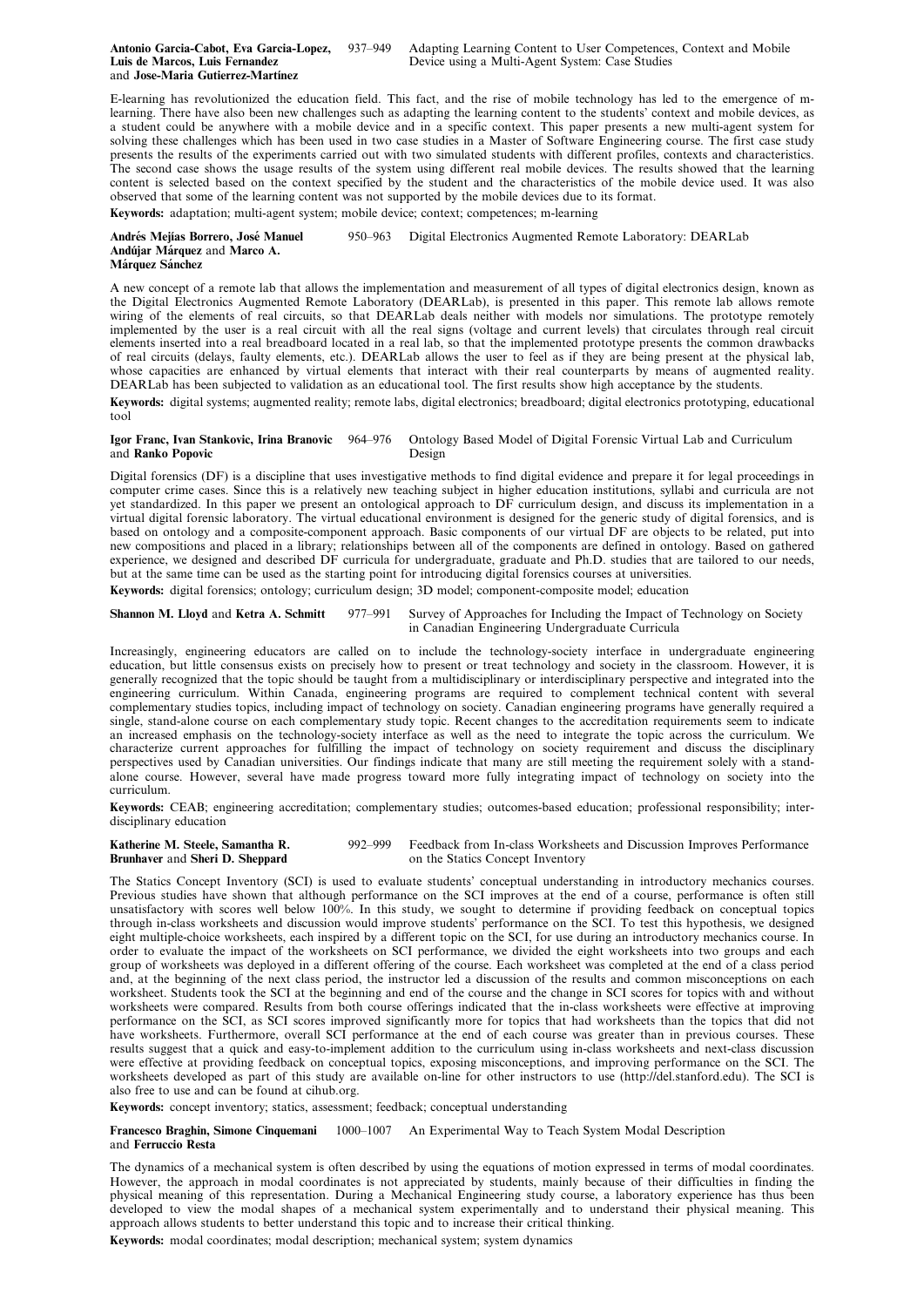**Antonio Garcia-Cabot, Eva Garcia-Lopez, Luis de Marcos, Luis Fernandez** and **Jose-Maria Gutierrez-Martinez** 937–949 Adapting Learning Content to User Competences, Context and Mobile Device using a Multi-Agent System: Case Studies

E-learning has revolutionized the education field. This fact, and the rise of mobile technology has led to the emergence of m-learning. There have also been new challenges such as adapting the learning content to the students' context and mobile devices, as a student could be anywhere with a mobile device and in a specific context. This paper presents a new multi-agent system for solving these challenges which has been used in two case studies in a Master of Software Engineering course. The first case study presents the results of the experiments carried out with two simulated students with different profiles, contexts and characteristics. The second case shows the usage results of the system using different real mobile devices. The results showed that the learning content is selected based on the context specified by the student and the characteristics of the mobile device used. It was also observed that some of the learning content was not supported by the mobile devices due to its format.

**Keywords:** adaptation; multi-agent system; mobile device; context; competences; m-learning

**Andrés Mejías Borrero, José Manuel Andújar Márquez** and **Marco A. Márquez Sánchez** 950–963 Digital Electronics Augmented Remote Laboratory: DEARLab

A new concept of a remote lab that allows the implementation and measurement of all types of digital electronics design, known as the Digital Electronics Augmented Remote Laboratory (DEARLab), is presented in this paper. This remote lab allows remote wiring of the elements of real circuits, so that DEARLab deals neither with models nor simulations. The prototype remotely implemented by the user is a real circuit with all the real signs (voltage and current levels) that circulates through real circuit elements inserted into a real breadboard located in a real lab, so that the implemented prototype presents the common drawbacks of real circuits (delays, faulty elements, etc.). DEARLab allows the user to feel as if they are being present at the physical lab, whose capacities are enhanced by virtual elements that interact with their real counterparts by means of augmented reality. DEARLab has been subjected to validation as an educational tool. The first results show high acceptance by the students.

**Keywords:** digital systems; augmented reality; remote labs, digital electronics; breadboard; digital electronics prototyping, educational tool

**Igor Franc, Ivan Stankovic, Irina Branovic** and **Ranko Popovic** 964–976 Ontology Based Model of Digital Forensic Virtual Lab and Curriculum Design

Digital forensics (DF) is a discipline that uses investigative methods to find digital evidence and prepare it for legal proceedings in computer crime cases. Since this is a relatively new teaching subject in higher education institutions, syllabi and curricula are not yet standardized. In this paper we present an ontological approach to DF curriculum design, and discuss its implementation in a virtual digital forensic laboratory. The virtual educational environment is designed for the generic study of digital forensics, and is based on ontology and a composite-component approach. Basic components of our virtual DF are objects to be related, put into new compositions and placed in a library; relationships between all of the components are defined in ontology. Based on gathered experience, we designed and described DF curricula for undergraduate, graduate and Ph.D. studies that are tailored to our needs, but at the same time can be used as the starting point for introducing digital forensics courses at universities.

**Keywords:** digital forensics; ontology; curriculum design; 3D model; component-composite model; education

**Shannon M. Lloyd** and **Ketra A. Schmitt** 977–991 Survey of Approaches for Including the Impact of Technology on Society in Canadian Engineering Undergraduate Curricula

Increasingly, engineering educators are called on to include the technology-society interface in undergraduate engineering education, but little consensus exists on precisely how to present or treat technology and society in the classroom. However, it is generally recognized that the topic should be taught from a multidisciplinary or interdisciplinary perspective and integrated into the engineering curriculum. Within Canada, engineering programs are required to complement technical content with several complementary studies topics, including impact of technology on society. Canadian engineering programs have generally required a single, stand-alone course on each complementary study topic. Recent changes to the accreditation requirements seem to indicate an increased emphasis on the technology-society interface as well as the need to integrate the topic across the curriculum. We characterize current approaches for fulfilling the impact of technology on society requirement and discuss the disciplinary perspectives used by Canadian universities. Our findings indicate that many are still meeting the requirement solely with a stand-alone course. However, several have made progress toward more fully integrating impact of technology on society into the curriculum.

**Keywords:** CEAB; engineering accreditation; complementary studies; outcomes-based education; professional responsibility; interdisciplinary education

**Katherine M. Steele, Samantha R. Brunhaver** and **Sheri D. Sheppard** 992–999 Feedback from In-class Worksheets and Discussion Improves Performance on the Statics Concept Inventory

The Statics Concept Inventory (SCI) is used to evaluate students' conceptual understanding in introductory mechanics courses. Previous studies have shown that although performance on the SCI improves at the end of a course, performance is often still unsatisfactory with scores well below 100%. In this study, we sought to determine if providing feedback on conceptual topics through in-class worksheets and discussion would improve students' performance on the SCI. To test this hypothesis, we designed eight multiple-choice worksheets, each inspired by a different topic on the SCI, for use during an introductory mechanics course. In order to evaluate the impact of the worksheets on SCI performance, we divided the eight worksheets into two groups and each group of worksheets was deployed in a different offering of the course. Each worksheet was completed at the end of a class period and, at the beginning of the next class period, the instructor led a discussion of the results and common misconceptions on each worksheet. Students took the SCI at the beginning and end of the course and the change in SCI scores for topics with and without worksheets were compared. Results from both course offerings indicated that the in-class worksheets were effective at improving performance on the SCI, as SCI scores improved significantly more for topics that had worksheets than the topics that did not have worksheets. Furthermore, overall SCI performance at the end of each course was greater than in previous courses. These results suggest that a quick and easy-to-implement addition to the curriculum using in-class worksheets and next-class discussion were effective at providing feedback on conceptual topics, exposing misconceptions, and improving performance on the SCI. The worksheets developed as part of this study are available on-line for other instructors to use (http://del.stanford.edu). The SCI is also free to use and can be found at cihub.org.

**Keywords:** concept inventory; statics, assessment; feedback; conceptual understanding

**Francesco Braghin, Simone Cinquemani** and **Ferruccio Resta** 1000–1007 An Experimental Way to Teach System Modal Description

The dynamics of a mechanical system is often described by using the equations of motion expressed in terms of modal coordinates. However, the approach in modal coordinates is not appreciated by students, mainly because of their difficulties in finding the physical meaning of this representation. During a Mechanical Engineering study course, a laboratory experience has thus been developed to view the modal shapes of a mechanical system experimentally and to understand their physical meaning. This approach allows students to better understand this topic and to increase their critical thinking.

**Keywords:** modal coordinates; modal description; mechanical system; system dynamics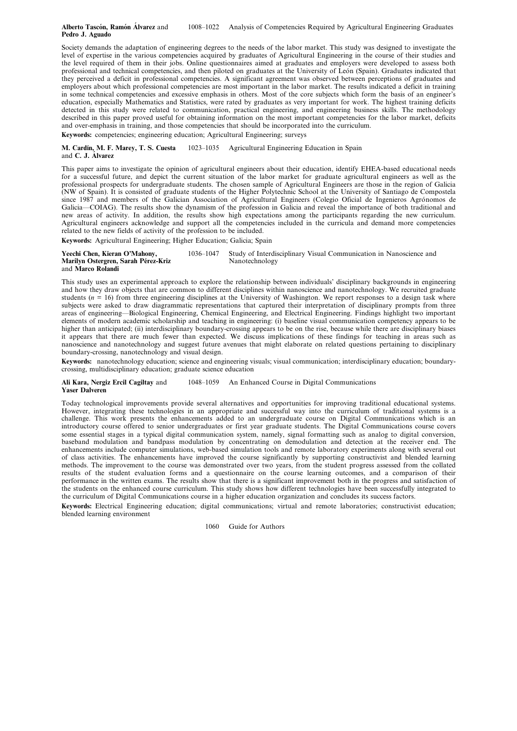**Alberto Tascón, Ramón Álvarez** and **Pedro J. Aguado** 1008–1022 Analysis of Competencies Required by Agricultural Engineering Graduates

Society demands the adaptation of engineering degrees to the needs of the labor market. This study was designed to investigate the level of expertise in the various competencies acquired by graduates of Agricultural Engineering in the course of their studies and the level required of them in their jobs. Online questionnaires aimed at graduates and employers were developed to assess both professional and technical competencies, and then piloted on graduates at the University of León (Spain). Graduates indicated that they perceived a deficit in professional competencies. A significant agreement was observed between perceptions of graduates and employers about which professional competencies are most important in the labor market. The results indicated a deficit in training in some technical competencies and excessive emphasis in others. Most of the core subjects which form the basis of an engineer's education, especially Mathematics and Statistics, were rated by graduates as very important for work. The highest training deficits detected in this study were related to communication, practical engineering, and engineering business skills. The methodology described in this paper proved useful for obtaining information on the most important competencies for the labor market, deficits and over-emphasis in training, and those competencies that should be incorporated into the curriculum.

**Keywords:** competencies; engineering education; Agricultural Engineering; surveys

**M. Cardín, M. F. Marey, T. S. Cuesta** and **C. J. Álvarez** 1023–1035 Agricultural Engineering Education in Spain

This paper aims to investigate the opinion of agricultural engineers about their education, identify EHEA-based educational needs for a successful future, and depict the current situation of the labor market for graduate agricultural engineers as well as the professional prospects for undergraduate students. The chosen sample of Agricultural Engineers are those in the region of Galicia (NW of Spain). It is consisted of graduate students of the Higher Polytechnic School at the University of Santiago de Compostela since 1987 and members of the Galician Association of Agricultural Engineers (Colegio Oficial de Ingenieros Agrónomos de Galicia—COIAG). The results show the dynamism of the profession in Galicia and reveal the importance of both traditional and new areas of activity. In addition, the results show high expectations among the participants regarding the new curriculum. Agricultural engineers acknowledge and support all the competencies included in the curricula and demand more competencies related to the new fields of activity of the profession to be included.

**Keywords:** Agricultural Engineering; Higher Education; Galicia; Spain

**Yeechi Chen, Kieran O'Mahony, Marilyn Ostergren, Sarah Pérez-Kriz** and **Marco Rolandi** 1036–1047 Study of Interdisciplinary Visual Communication in Nanoscience and Nanotechnology

This study uses an experimental approach to explore the relationship between individuals' disciplinary backgrounds in engineering and how they draw objects that are common to different disciplines within nanoscience and nanotechnology. We recruited graduate students ($n = 16$) from three engineering disciplines at the University of Washington. We report responses to a design task where subjects were asked to draw diagrammatic representations that captured their interpretation of disciplinary prompts from three areas of engineering—Biological Engineering, Chemical Engineering, and Electrical Engineering. Findings highlight two important elements of modern academic scholarship and teaching in engineering: (i) baseline visual communication competency appears to be higher than anticipated; (ii) interdisciplinary boundary-crossing appears to be on the rise, because while there are disciplinary biases it appears that there are much fewer than expected. We discuss implications of these findings for teaching in areas such as nanoscience and nanotechnology and suggest future avenues that might elaborate on related questions pertaining to disciplinary boundary-crossing, nanotechnology and visual design.

**Keywords:** nanotechnology education; science and engineering visuals; visual communication; interdisciplinary education; boundary-crossing, multidisciplinary education; graduate science education

**Ali Kara, Nergiz Ercil Cagiltay** and **Yaser Dalveren** 1048–1059 An Enhanced Course in Digital Communications

Today technological improvements provide several alternatives and opportunities for improving traditional educational systems. However, integrating these technologies in an appropriate and successful way into the curriculum of traditional systems is a challenge. This work presents the enhancements added to an undergraduate course on Digital Communications which is an introductory course offered to senior undergraduates or first year graduate students. The Digital Communications course covers some essential stages in a typical digital communication system, namely, signal formatting such as analog to digital conversion, baseband modulation and bandpass modulation by concentrating on demodulation and detection at the receiver end. The enhancements include computer simulations, web-based simulation tools and remote laboratory experiments along with several out of class activities. The enhancements have improved the course significantly by supporting constructivist and blended learning methods. The improvement to the course was demonstrated over two years, from the student progress assessed from the collated results of the student evaluation forms and a questionnaire on the course learning outcomes, and a comparison of their performance in the written exams. The results show that there is a significant improvement both in the progress and satisfaction of the students on the enhanced course curriculum. This study shows how different technologies have been successfully integrated to the curriculum of Digital Communications course in a higher education organization and concludes its success factors.

**Keywords:** Electrical Engineering education; digital communications; virtual and remote laboratories; constructivist education; blended learning environment

1060 Guide for Authors